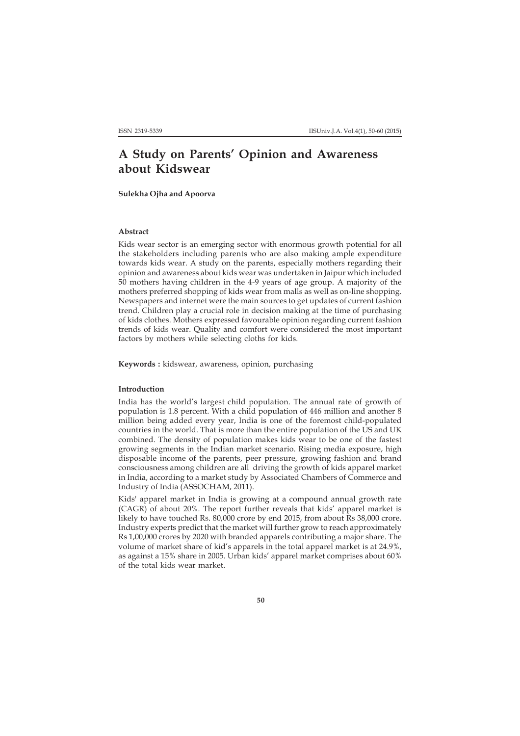# A Study on Parents' Opinion and Awareness about Kidswear

**Sulekha Ojha and Apoorva**

### Abstract

Kids wear sector is an emerging sector with enormous growth potential for all the stakeholders including parents who are also making ample expenditure towards kids wear. A study on the parents, especially mothers regarding their opinion and awareness about kids wear was undertaken in Jaipur which included 50 mothers having children in the 4-9 years of age group. A majority of the mothers preferred shopping of kids wear from malls as well as on-line shopping. Newspapers and internet were the main sources to get updates of current fashion trend. Children play a crucial role in decision making at the time of purchasing of kids clothes. Mothers expressed favourable opinion regarding current fashion trends of kids wear. Quality and comfort were considered the most important factors by mothers while selecting cloths for kids.

**Keywords :** kidswear, awareness, opinion, purchasing

### Introduction

India has the world's largest child population. The annual rate of growth of population is 1.8 percent. With a child population of 446 million and another 8 million being added every year, India is one of the foremost child-populated countries in the world. That is more than the entire population of the US and UK combined. The density of population makes kids wear to be one of the fastest growing segments in the Indian market scenario. Rising media exposure, high disposable income of the parents, peer pressure, growing fashion and brand consciousness among children are all driving the growth of kids apparel market in India, according to a market study by Associated Chambers of Commerce and Industry of India (ASSOCHAM, 2011).

Kids' apparel market in India is growing at a compound annual growth rate (CAGR) of about 20%. The report further reveals that kids' apparel market is likely to have touched Rs. 80,000 crore by end 2015, from about Rs 38,000 crore. Industry experts predict that the market will further grow to reach approximately Rs 1,00,000 crores by 2020 with branded apparels contributing a major share. The volume of market share of kid's apparels in the total apparel market is at 24.9%, as against a 15% share in 2005. Urban kids' apparel market comprises about 60% of the total kids wear market.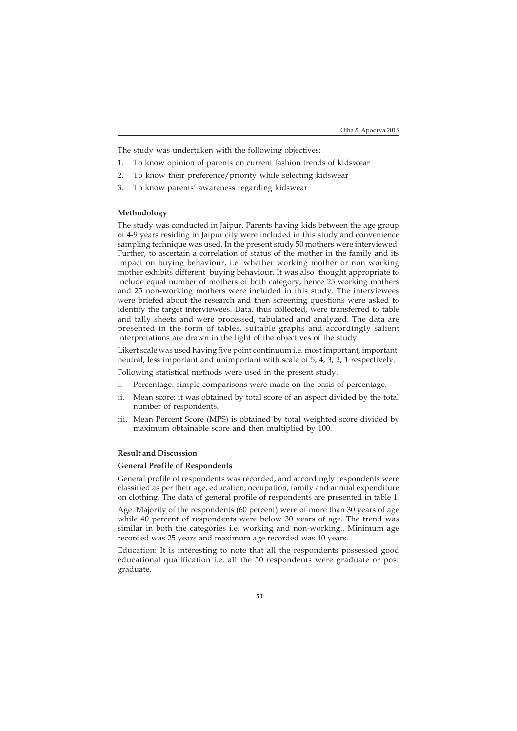The study was undertaken with the following objectives:

1. To know opinion of parents on current fashion trends of kidswear
2. To know their preference/priority while selecting kidswear
3. To know parents' awareness regarding kidswear

### Methodology

The study was conducted in Jaipur. Parents having kids between the age group of 4-9 years residing in Jaipur city were included in this study and convenience sampling technique was used. In the present study 50 mothers were interviewed. Further, to ascertain a correlation of status of the mother in the family and its impact on buying behaviour, i.e. whether working mother or non working mother exhibits different buying behaviour. It was also thought appropriate to include equal number of mothers of both category, hence 25 working mothers and 25 non-working mothers were included in this study. The interviewees were briefed about the research and then screening questions were asked to identify the target interviewees. Data, thus collected, were transferred to table and tally sheets and were processed, tabulated and analyzed. The data are presented in the form of tables, suitable graphs and accordingly salient interpretations are drawn in the light of the objectives of the study.

Likert scale was used having five point continuum i.e. most important, important, neutral, less important and unimportant with scale of 5, 4, 3, 2, 1 respectively.

Following statistical methods were used in the present study.

i. Percentage: simple comparisons were made on the basis of percentage.
ii. Mean score: it was obtained by total score of an aspect divided by the total number of respondents.
iii. Mean Percent Score (MPS) is obtained by total weighted score divided by maximum obtainable score and then multiplied by 100.

### Result and Discussion

#### General Profile of Respondents

General profile of respondents was recorded, and accordingly respondents were classified as per their age, education, occupation, family and annual expenditure on clothing. The data of general profile of respondents are presented in table 1.

Age: Majority of the respondents (60 percent) were of more than 30 years of age while 40 percent of respondents were below 30 years of age. The trend was similar in both the categories i.e. working and non-working.. Minimum age recorded was 25 years and maximum age recorded was 40 years.

Education: It is interesting to note that all the respondents possessed good educational qualification i.e. all the 50 respondents were graduate or post graduate.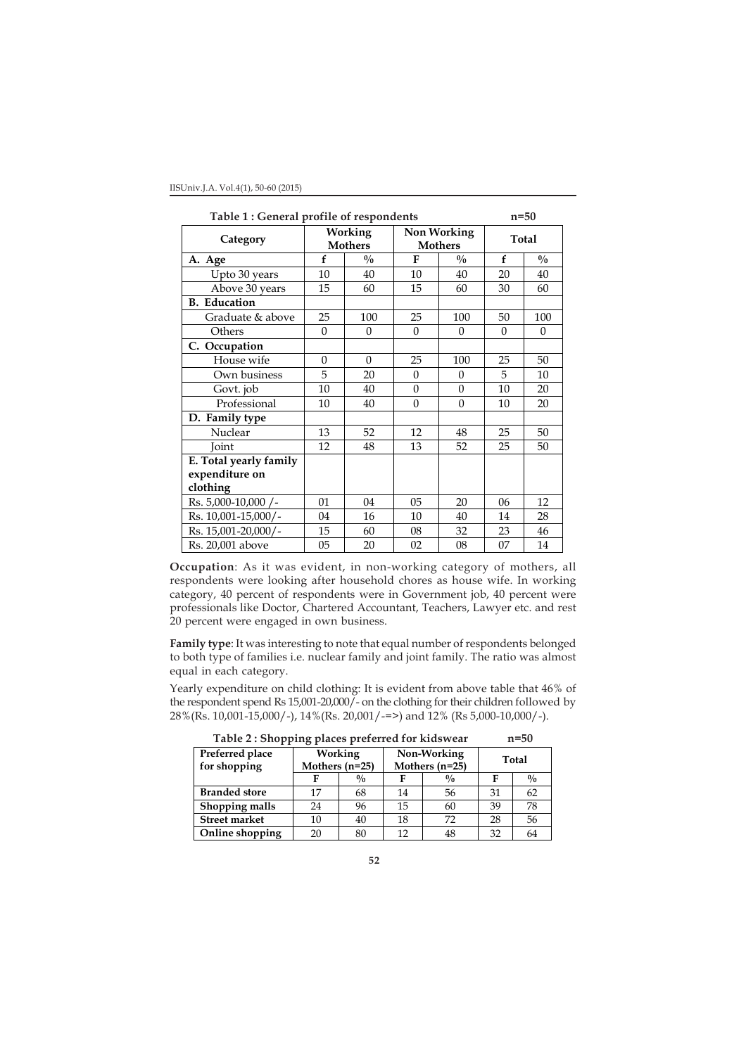**Table 1 : General profile of respondents** n=50

| Category | Working Mothers | | Non Working Mothers | | Total | |
|---|---|---|---|---|---|---|
| **A. Age** | **f** | **%** | **F** | **%** | **f** | **%** |
| Upto 30 years | 10 | 40 | 10 | 40 | 20 | 40 |
| Above 30 years | 15 | 60 | 15 | 60 | 30 | 60 |
| **B. Education** | | | | | | |
| Graduate & above | 25 | 100 | 25 | 100 | 50 | 100 |
| Others | 0 | 0 | 0 | 0 | 0 | 0 |
| **C. Occupation** | | | | | | |
| House wife | 0 | 0 | 25 | 100 | 25 | 50 |
| Own business | 5 | 20 | 0 | 0 | 5 | 10 |
| Govt. job | 10 | 40 | 0 | 0 | 10 | 20 |
| Professional | 10 | 40 | 0 | 0 | 10 | 20 |
| **D. Family type** | | | | | | |
| Nuclear | 13 | 52 | 12 | 48 | 25 | 50 |
| Joint | 12 | 48 | 13 | 52 | 25 | 50 |
| **E. Total yearly family expenditure on clothing** | | | | | | |
| Rs. 5,000-10,000 /- | 01 | 04 | 05 | 20 | 06 | 12 |
| Rs. 10,001-15,000/- | 04 | 16 | 10 | 40 | 14 | 28 |
| Rs. 15,001-20,000/- | 15 | 60 | 08 | 32 | 23 | 46 |
| Rs. 20,001 above | 05 | 20 | 02 | 08 | 07 | 14 |

**Occupation**: As it was evident, in non-working category of mothers, all respondents were looking after household chores as house wife. In working category, 40 percent of respondents were in Government job, 40 percent were professionals like Doctor, Chartered Accountant, Teachers, Lawyer etc. and rest 20 percent were engaged in own business.

**Family type**: It was interesting to note that equal number of respondents belonged to both type of families i.e. nuclear family and joint family. The ratio was almost equal in each category.

Yearly expenditure on child clothing: It is evident from above table that 46% of the respondent spend Rs 15,001-20,000/- on the clothing for their children followed by 28%(Rs. 10,001-15,000/-), 14%(Rs. 20,001/-=>) and 12% (Rs 5,000-10,000/-).

**Table 2 : Shopping places preferred for kidswear** n=50

| Preferred place for shopping | Working Mothers (n=25) | | Non-Working Mothers (n=25) | | Total | |
|---|---|---|---|---|---|---|
| | **F** | **%** | **F** | **%** | **F** | **%** |
| **Branded store** | 17 | 68 | 14 | 56 | 31 | 62 |
| **Shopping malls** | 24 | 96 | 15 | 60 | 39 | 78 |
| **Street market** | 10 | 40 | 18 | 72 | 28 | 56 |
| **Online shopping** | 20 | 80 | 12 | 48 | 32 | 64 |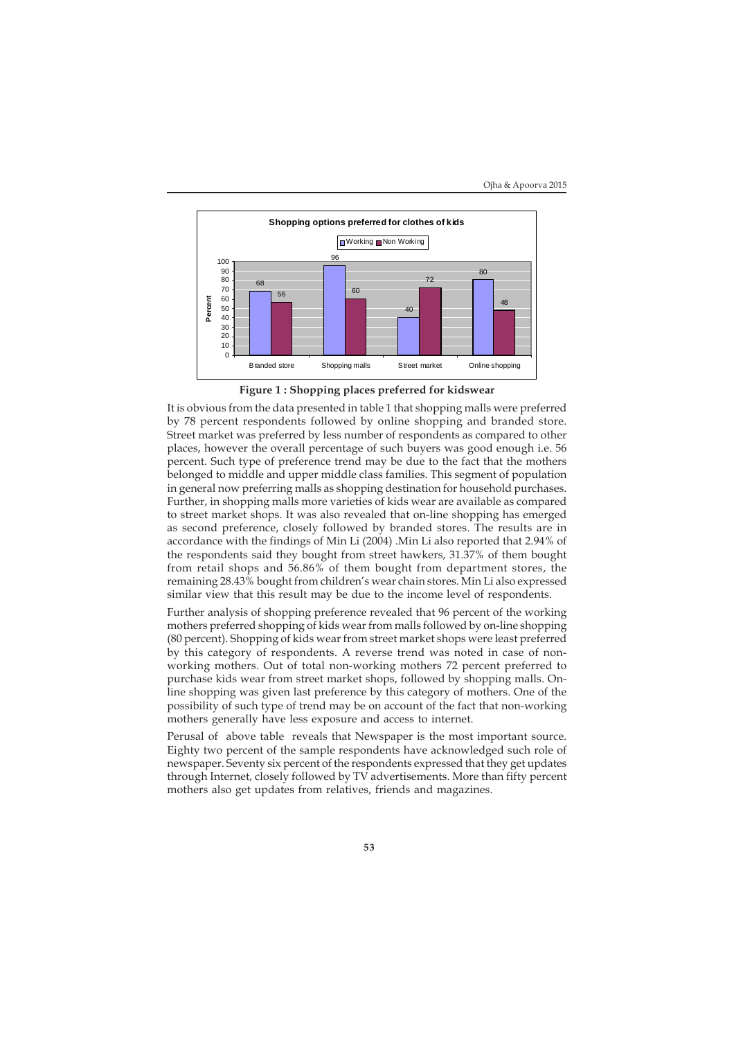Figure 1 : Shopping places preferred for kidswear

It is obvious from the data presented in table 1 that shopping malls were preferred by 78 percent respondents followed by online shopping and branded store. Street market was preferred by less number of respondents as compared to other places, however the overall percentage of such buyers was good enough i.e. 56 percent. Such type of preference trend may be due to the fact that the mothers belonged to middle and upper middle class families. This segment of population in general now preferring malls as shopping destination for household purchases. Further, in shopping malls more varieties of kids wear are available as compared to street market shops. It was also revealed that on-line shopping has emerged as second preference, closely followed by branded stores. The results are in accordance with the findings of Min Li (2004) .Min Li also reported that 2.94% of the respondents said they bought from street hawkers, 31.37% of them bought from retail shops and 56.86% of them bought from department stores, the remaining 28.43% bought from children's wear chain stores. Min Li also expressed similar view that this result may be due to the income level of respondents.

Further analysis of shopping preference revealed that 96 percent of the working mothers preferred shopping of kids wear from malls followed by on-line shopping (80 percent). Shopping of kids wear from street market shops were least preferred by this category of respondents. A reverse trend was noted in case of non-working mothers. Out of total non-working mothers 72 percent preferred to purchase kids wear from street market shops, followed by shopping malls. On-line shopping was given last preference by this category of mothers. One of the possibility of such type of trend may be on account of the fact that non-working mothers generally have less exposure and access to internet.

Perusal of above table reveals that Newspaper is the most important source. Eighty two percent of the sample respondents have acknowledged such role of newspaper. Seventy six percent of the respondents expressed that they get updates through Internet, closely followed by TV advertisements. More than fifty percent mothers also get updates from relatives, friends and magazines.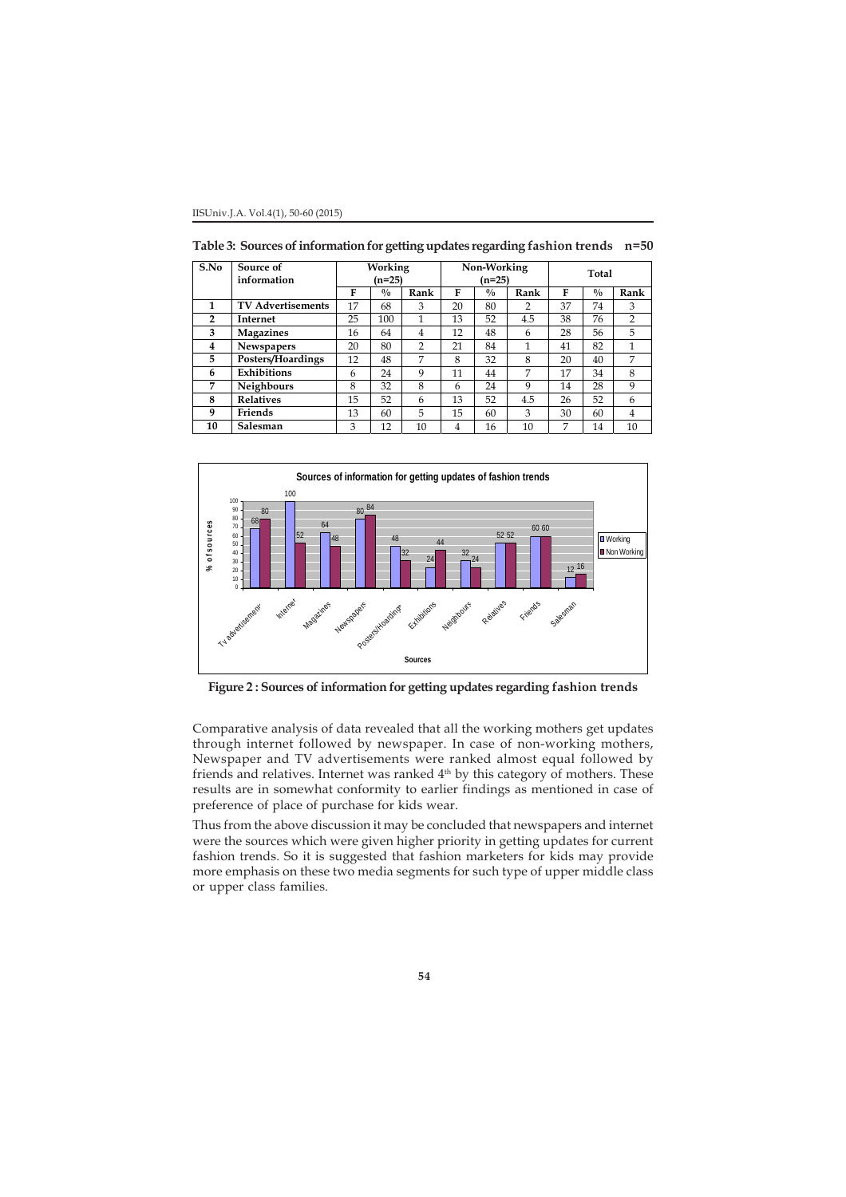**Table 3: Sources of information for getting updates regarding fashion trends n=50**

| S.No | Source of information | Working (n=25) | | | Non-Working (n=25) | | | Total | | |
|---|---|---|---|---|---|---|---|---|---|---|
| | | F | % | Rank | F | % | Rank | F | % | Rank |
| 1 | TV Advertisements | 17 | 68 | 3 | 20 | 80 | 2 | 37 | 74 | 3 |
| 2 | Internet | 25 | 100 | 1 | 13 | 52 | 4.5 | 38 | 76 | 2 |
| 3 | Magazines | 16 | 64 | 4 | 12 | 48 | 6 | 28 | 56 | 5 |
| 4 | Newspapers | 20 | 80 | 2 | 21 | 84 | 1 | 41 | 82 | 1 |
| 5 | Posters/Hoardings | 12 | 48 | 7 | 8 | 32 | 8 | 20 | 40 | 7 |
| 6 | Exhibitions | 6 | 24 | 9 | 11 | 44 | 7 | 17 | 34 | 8 |
| 7 | Neighbours | 8 | 32 | 8 | 6 | 24 | 9 | 14 | 28 | 9 |
| 8 | Relatives | 15 | 52 | 6 | 13 | 52 | 4.5 | 26 | 52 | 6 |
| 9 | Friends | 13 | 60 | 5 | 15 | 60 | 3 | 30 | 60 | 4 |
| 10 | Salesman | 3 | 12 | 10 | 4 | 16 | 10 | 7 | 14 | 10 |

Figure 2 : Sources of information for getting updates regarding fashion trends

Comparative analysis of data revealed that all the working mothers get updates through internet followed by newspaper. In case of non-working mothers, Newspaper and TV advertisements were ranked almost equal followed by friends and relatives. Internet was ranked 4[th] by this category of mothers. These results are in somewhat conformity to earlier findings as mentioned in case of preference of place of purchase for kids wear.

Thus from the above discussion it may be concluded that newspapers and internet were the sources which were given higher priority in getting updates for current fashion trends. So it is suggested that fashion marketers for kids may provide more emphasis on these two media segments for such type of upper middle class or upper class families.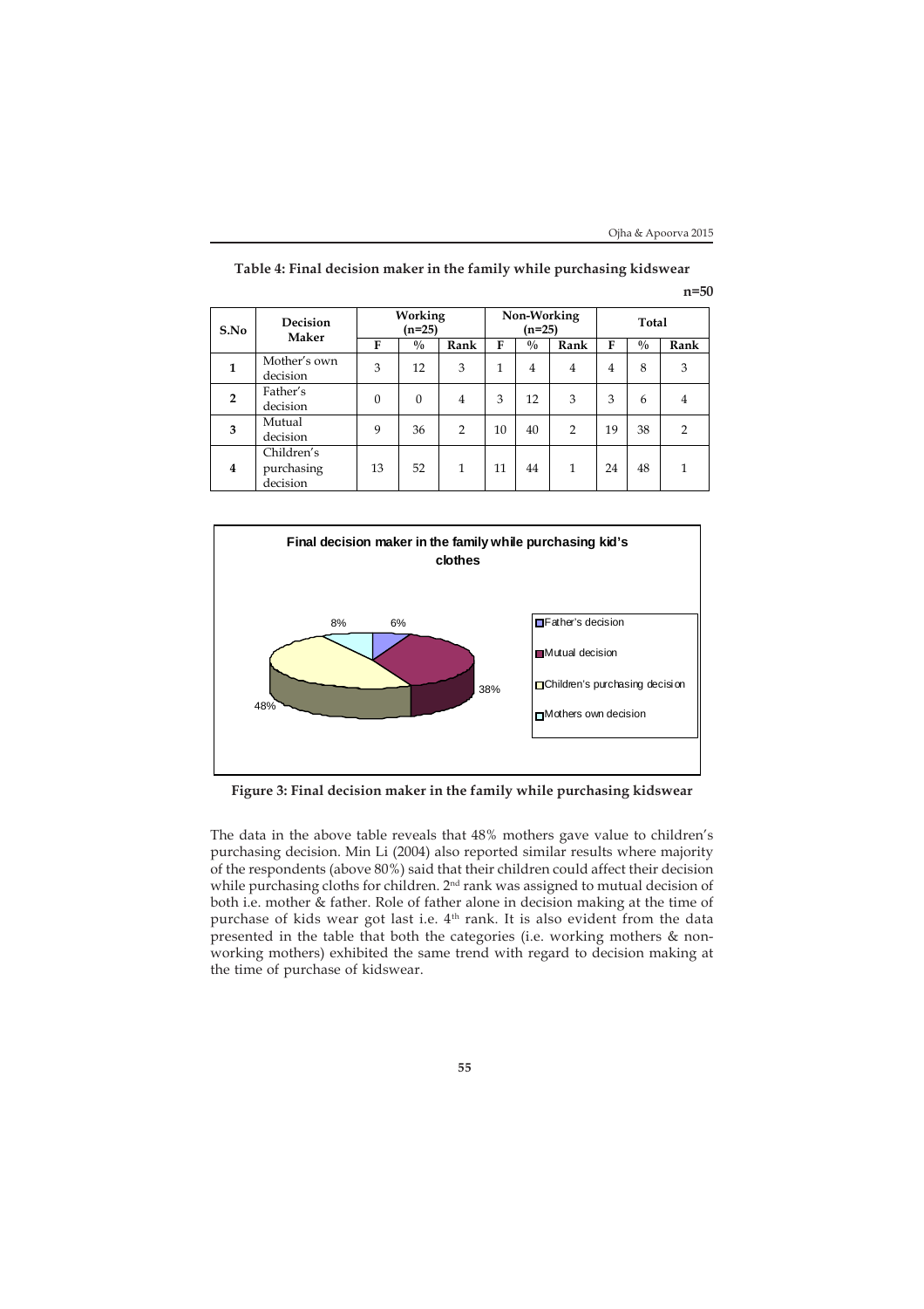**Table 4: Final decision maker in the family while purchasing kidswear**

n=50

| S.No | Decision Maker | Working (n=25) | | | Non-Working (n=25) | | | Total | | |
|---|---|---|---|---|---|---|---|---|---|---|
| | | F | % | Rank | F | % | Rank | F | % | Rank |
| 1 | Mother's own decision | 3 | 12 | 3 | 1 | 4 | 4 | 4 | 8 | 3 |
| 2 | Father's decision | 0 | 0 | 4 | 3 | 12 | 3 | 3 | 6 | 4 |
| 3 | Mutual decision | 9 | 36 | 2 | 10 | 40 | 2 | 19 | 38 | 2 |
| 4 | Children's purchasing decision | 13 | 52 | 1 | 11 | 44 | 1 | 24 | 48 | 1 |

**Figure 3: Final decision maker in the family while purchasing kidswear**

The data in the above table reveals that 48% mothers gave value to children's purchasing decision. Min Li (2004) also reported similar results where majority of the respondents (above 80%) said that their children could affect their decision while purchasing cloths for children. 2nd rank was assigned to mutual decision of both i.e. mother & father. Role of father alone in decision making at the time of purchase of kids wear got last i.e. 4th rank. It is also evident from the data presented in the table that both the categories (i.e. working mothers & non-working mothers) exhibited the same trend with regard to decision making at the time of purchase of kidswear.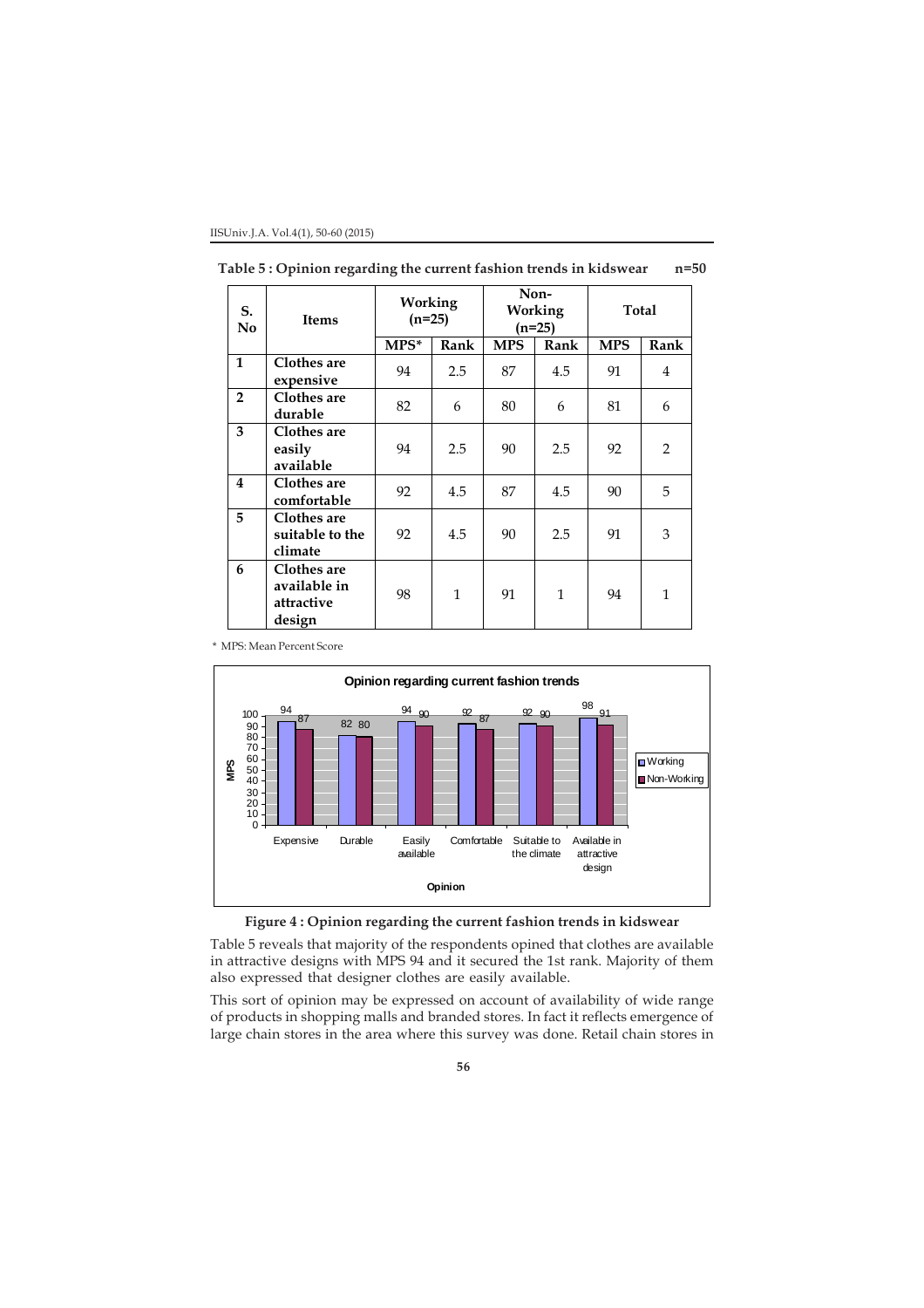**Table 5 : Opinion regarding the current fashion trends in kidswear n=50**

| S. No | Items | Working (n=25) | | Non-Working (n=25) | | Total | |
|---|---|---|---|---|---|---|---|
| | | MPS* | Rank | MPS | Rank | MPS | Rank |
| 1 | Clothes are expensive | 94 | 2.5 | 87 | 4.5 | 91 | 4 |
| 2 | Clothes are durable | 82 | 6 | 80 | 6 | 81 | 6 |
| 3 | Clothes are easily available | 94 | 2.5 | 90 | 2.5 | 92 | 2 |
| 4 | Clothes are comfortable | 92 | 4.5 | 87 | 4.5 | 90 | 5 |
| 5 | Clothes are suitable to the climate | 92 | 4.5 | 90 | 2.5 | 91 | 3 |
| 6 | Clothes are available in attractive design | 98 | 1 | 91 | 1 | 94 | 1 |

\* MPS: Mean Percent Score

**Figure 4 : Opinion regarding the current fashion trends in kidswear**

Table 5 reveals that majority of the respondents opined that clothes are available in attractive designs with MPS 94 and it secured the 1st rank. Majority of them also expressed that designer clothes are easily available.

This sort of opinion may be expressed on account of availability of wide range of products in shopping malls and branded stores. In fact it reflects emergence of large chain stores in the area where this survey was done. Retail chain stores in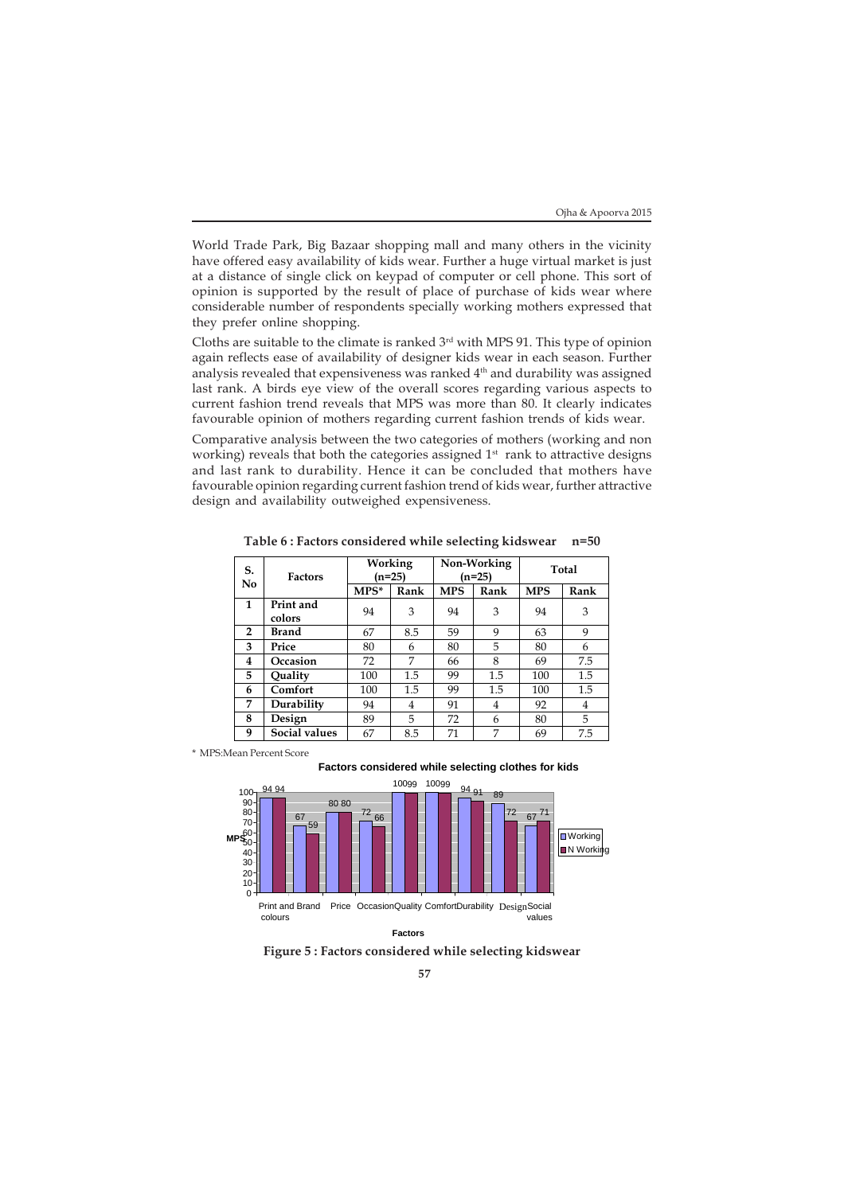World Trade Park, Big Bazaar shopping mall and many others in the vicinity have offered easy availability of kids wear. Further a huge virtual market is just at a distance of single click on keypad of computer or cell phone. This sort of opinion is supported by the result of place of purchase of kids wear where considerable number of respondents specially working mothers expressed that they prefer online shopping.

Cloths are suitable to the climate is ranked 3rd with MPS 91. This type of opinion again reflects ease of availability of designer kids wear in each season. Further analysis revealed that expensiveness was ranked 4th and durability was assigned last rank. A birds eye view of the overall scores regarding various aspects to current fashion trend reveals that MPS was more than 80. It clearly indicates favourable opinion of mothers regarding current fashion trends of kids wear.

Comparative analysis between the two categories of mothers (working and non working) reveals that both the categories assigned 1st rank to attractive designs and last rank to durability. Hence it can be concluded that mothers have favourable opinion regarding current fashion trend of kids wear, further attractive design and availability outweighed expensiveness.

**Table 6 : Factors considered while selecting kidswear n=50**

| S. No | Factors | Working (n=25) | | Non-Working (n=25) | | Total | |
|---|---|---|---|---|---|---|---|
| | | MPS* | Rank | MPS | Rank | MPS | Rank |
| 1 | **Print and colors** | 94 | 3 | 94 | 3 | 94 | 3 |
| 2 | **Brand** | 67 | 8.5 | 59 | 9 | 63 | 9 |
| 3 | **Price** | 80 | 6 | 80 | 5 | 80 | 6 |
| 4 | **Occasion** | 72 | 7 | 66 | 8 | 69 | 7.5 |
| 5 | **Quality** | 100 | 1.5 | 99 | 1.5 | 100 | 1.5 |
| 6 | **Comfort** | 100 | 1.5 | 99 | 1.5 | 100 | 1.5 |
| 7 | **Durability** | 94 | 4 | 91 | 4 | 92 | 4 |
| 8 | **Design** | 89 | 5 | 72 | 6 | 80 | 5 |
| 9 | **Social values** | 67 | 8.5 | 71 | 7 | 69 | 7.5 |

\* MPS:Mean Percent Score

**Factors considered while selecting clothes for kids**

| Factors | Working | N Working |
|---|---|---|
| Print and colours | 94 | 94 |
| Brand | 67 | 59 |
| Price | 80 | 80 |
| Occasion | 72 | 66 |
| Quality | 100 | 99 |
| Comfort | 100 | 99 |
| Durability | 94 | 91 |
| Design | 89 | 72 |
| Social values | 67 | 71 |

**Figure 5 : Factors considered while selecting kidswear**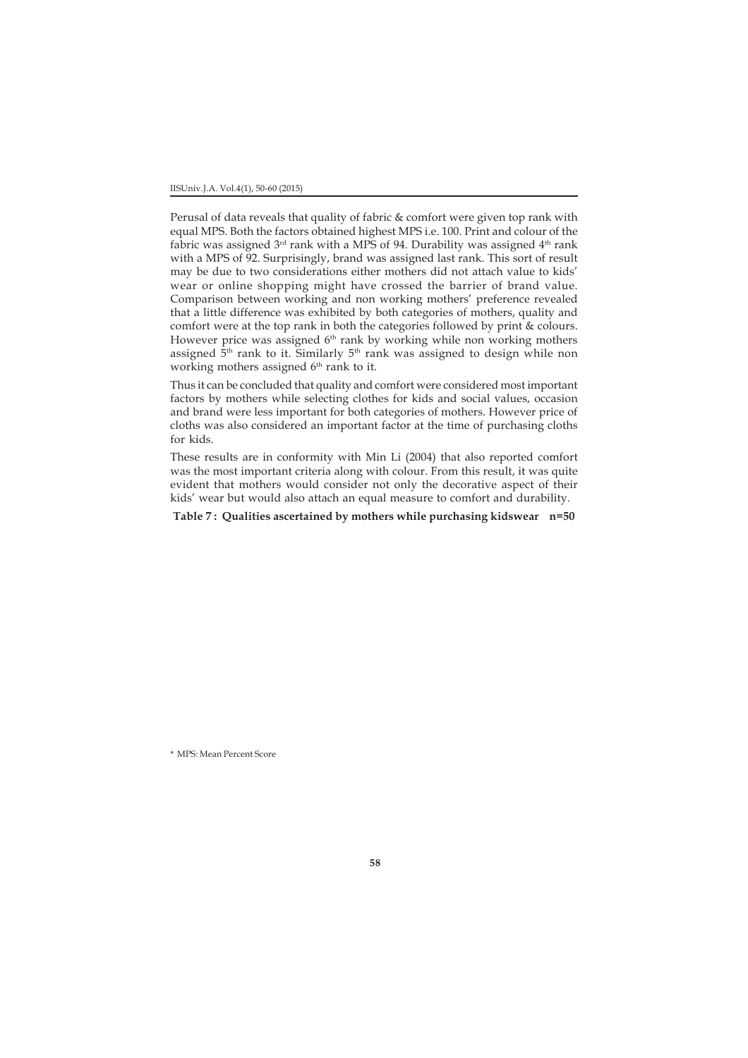Perusal of data reveals that quality of fabric & comfort were given top rank with equal MPS. Both the factors obtained highest MPS i.e. 100. Print and colour of the fabric was assigned 3rd rank with a MPS of 94. Durability was assigned 4th rank with a MPS of 92. Surprisingly, brand was assigned last rank. This sort of result may be due to two considerations either mothers did not attach value to kids' wear or online shopping might have crossed the barrier of brand value. Comparison between working and non working mothers' preference revealed that a little difference was exhibited by both categories of mothers, quality and comfort were at the top rank in both the categories followed by print & colours. However price was assigned 6th rank by working while non working mothers assigned 5th rank to it. Similarly 5th rank was assigned to design while non working mothers assigned 6th rank to it.

Thus it can be concluded that quality and comfort were considered most important factors by mothers while selecting clothes for kids and social values, occasion and brand were less important for both categories of mothers. However price of cloths was also considered an important factor at the time of purchasing cloths for kids.

These results are in conformity with Min Li (2004) that also reported comfort was the most important criteria along with colour. From this result, it was quite evident that mothers would consider not only the decorative aspect of their kids' wear but would also attach an equal measure to comfort and durability.

**Table 7 : Qualities ascertained by mothers while purchasing kidswear n=50**

\* MPS: Mean Percent Score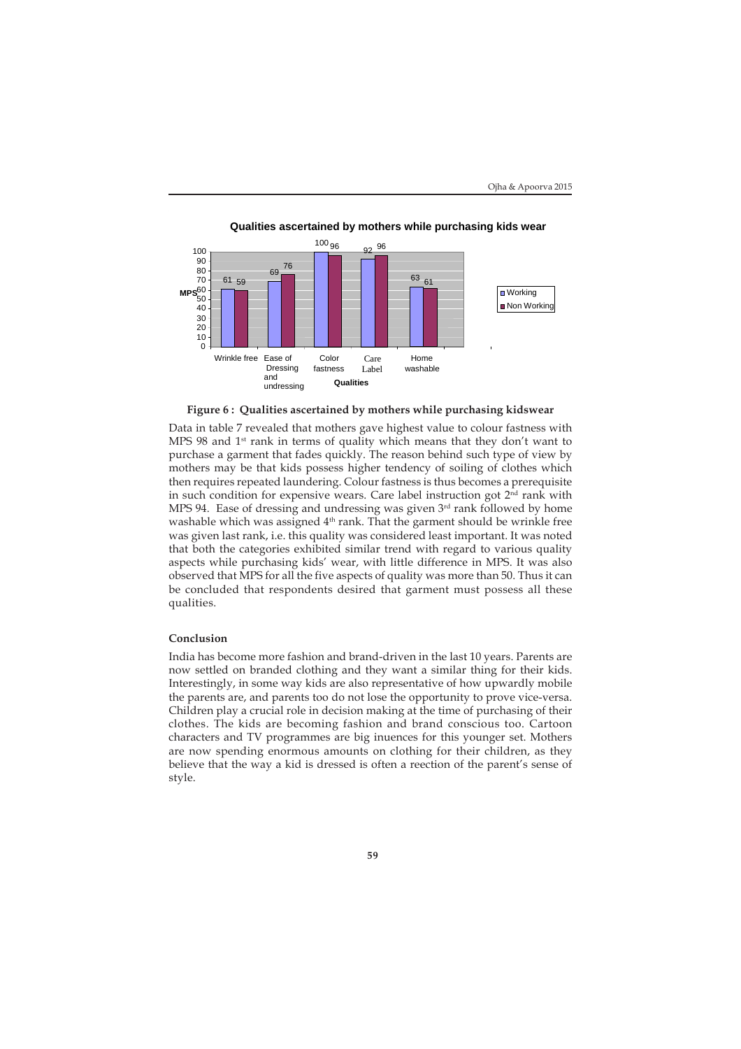**Qualities ascertained by mothers while purchasing kids wear**

| Qualities | Working | Non Working |
|---|---|---|
| Wrinkle free | 61 | 59 |
| Ease of Dressing and undressing | 69 | 76 |
| Color fastness | 100 | 96 |
| Care Label | 92 | 96 |
| Home washable | 63 | 61 |

**Figure 6 : Qualities ascertained by mothers while purchasing kidswear**

Data in table 7 revealed that mothers gave highest value to colour fastness with MPS 98 and 1st rank in terms of quality which means that they don't want to purchase a garment that fades quickly. The reason behind such type of view by mothers may be that kids possess higher tendency of soiling of clothes which then requires repeated laundering. Colour fastness is thus becomes a prerequisite in such condition for expensive wears. Care label instruction got 2nd rank with MPS 94. Ease of dressing and undressing was given 3rd rank followed by home washable which was assigned 4th rank. That the garment should be wrinkle free was given last rank, i.e. this quality was considered least important. It was noted that both the categories exhibited similar trend with regard to various quality aspects while purchasing kids' wear, with little difference in MPS. It was also observed that MPS for all the five aspects of quality was more than 50. Thus it can be concluded that respondents desired that garment must possess all these qualities.

### Conclusion

India has become more fashion and brand-driven in the last 10 years. Parents are now settled on branded clothing and they want a similar thing for their kids. Interestingly, in some way kids are also representative of how upwardly mobile the parents are, and parents too do not lose the opportunity to prove vice-versa. Children play a crucial role in decision making at the time of purchasing of their clothes. The kids are becoming fashion and brand conscious too. Cartoon characters and TV programmes are big inuences for this younger set. Mothers are now spending enormous amounts on clothing for their children, as they believe that the way a kid is dressed is often a reection of the parent's sense of style.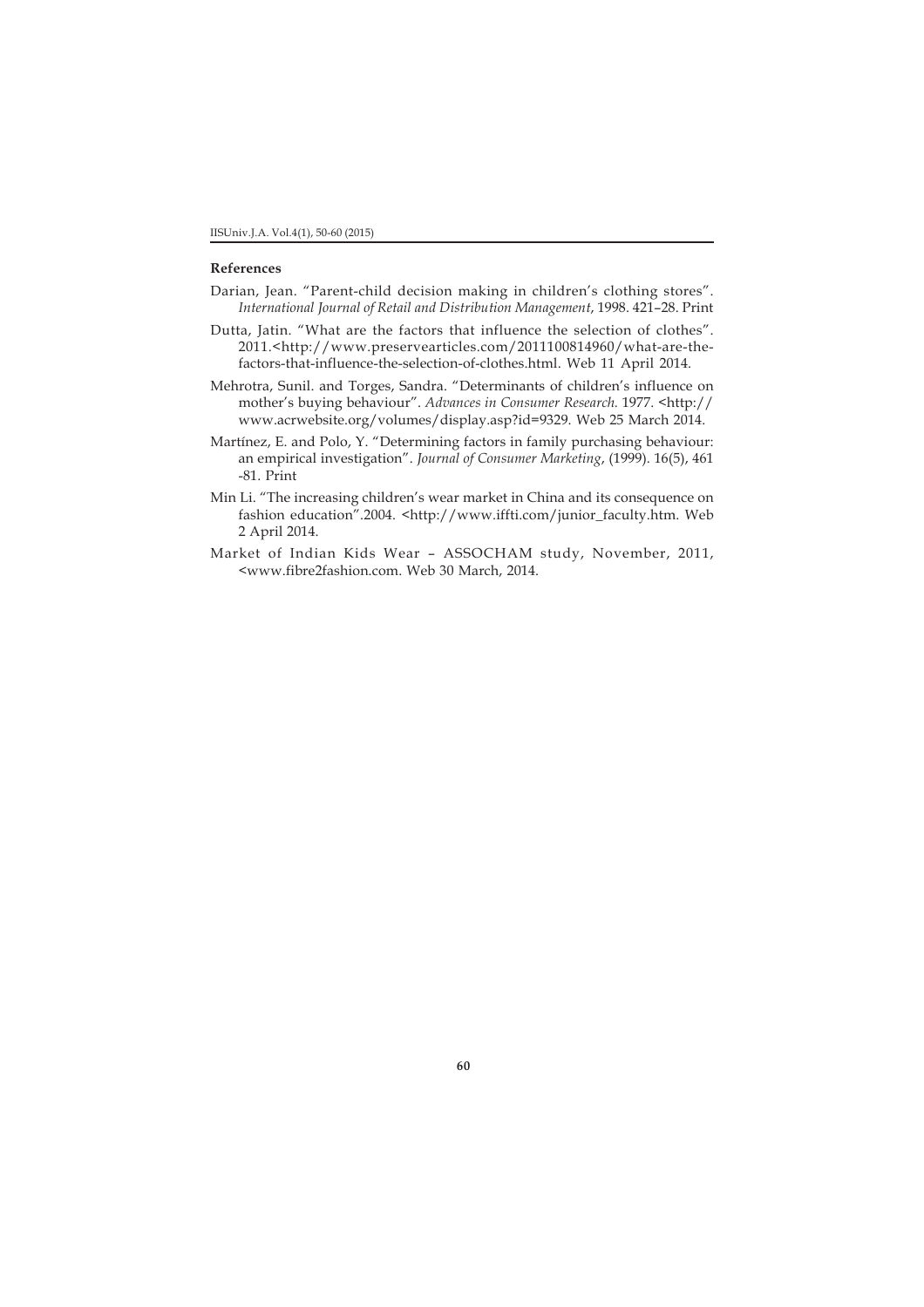**References**

Darian, Jean. "Parent-child decision making in children's clothing stores". *International Journal of Retail and Distribution Management*, 1998. 421–28. Print

Dutta, Jatin. "What are the factors that influence the selection of clothes". 2011.<http://www.preservearticles.com/2011100814960/what-are-the-factors-that-influence-the-selection-of-clothes.html. Web 11 April 2014.

Mehrotra, Sunil. and Torges, Sandra. "Determinants of children's influence on mother's buying behaviour". *Advances in Consumer Research*. 1977. <http://www.acrwebsite.org/volumes/display.asp?id=9329. Web 25 March 2014.

Martínez, E. and Polo, Y. "Determining factors in family purchasing behaviour: an empirical investigation". *Journal of Consumer Marketing*, (1999). 16(5), 461-81. Print

Min Li. "The increasing children's wear market in China and its consequence on fashion education".2004. <http://www.iffti.com/junior_faculty.htm. Web 2 April 2014.

Market of Indian Kids Wear – ASSOCHAM study, November, 2011, <www.fibre2fashion.com. Web 30 March, 2014.